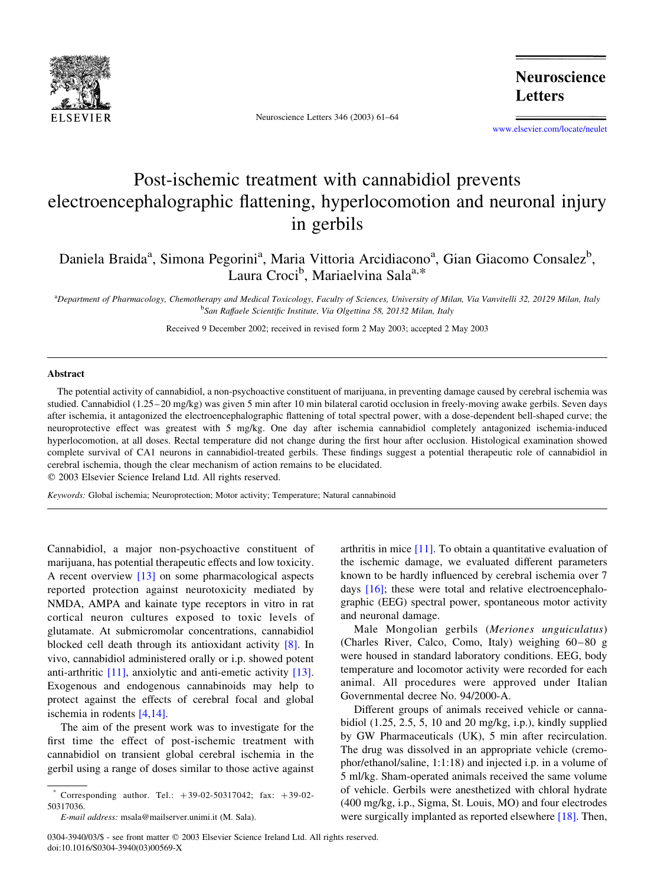# Post-ischemic treatment with cannabidiol prevents electroencephalographic flattening, hyperlocomotion and neuronal injury in gerbils

Daniela Braida[a], Simona Pegorini[a], Maria Vittoria Arcidiacono[a], Gian Giacomo Consalez[b], Laura Croci[b], Mariaelvina Sala[a,*]

[a]Department of Pharmacology, Chemotherapy and Medical Toxicology, Faculty of Sciences, University of Milan, Via Vanvitelli 32, 20129 Milan, Italy
[b]San Raffaele Scientific Institute, Via Olgettina 58, 20132 Milan, Italy

Received 9 December 2002; received in revised form 2 May 2003; accepted 2 May 2003

## Abstract

The potential activity of cannabidiol, a non-psychoactive constituent of marijuana, in preventing damage caused by cerebral ischemia was studied. Cannabidiol (1.25–20 mg/kg) was given 5 min after 10 min bilateral carotid occlusion in freely-moving awake gerbils. Seven days after ischemia, it antagonized the electroencephalographic flattening of total spectral power, with a dose-dependent bell-shaped curve; the neuroprotective effect was greatest with 5 mg/kg. One day after ischemia cannabidiol completely antagonized ischemia-induced hyperlocomotion, at all doses. Rectal temperature did not change during the first hour after occlusion. Histological examination showed complete survival of CA1 neurons in cannabidiol-treated gerbils. These findings suggest a potential therapeutic role of cannabidiol in cerebral ischemia, though the clear mechanism of action remains to be elucidated.
© 2003 Elsevier Science Ireland Ltd. All rights reserved.

*Keywords:* Global ischemia; Neuroprotection; Motor activity; Temperature; Natural cannabinoid

Cannabidiol, a major non-psychoactive constituent of marijuana, has potential therapeutic effects and low toxicity. A recent overview [13] on some pharmacological aspects reported protection against neurotoxicity mediated by NMDA, AMPA and kainate type receptors in vitro in rat cortical neuron cultures exposed to toxic levels of glutamate. At submicromolar concentrations, cannabidiol blocked cell death through its antioxidant activity [8]. In vivo, cannabidiol administered orally or i.p. showed potent anti-arthritic [11], anxiolytic and anti-emetic activity [13]. Exogenous and endogenous cannabinoids may help to protect against the effects of cerebral focal and global ischemia in rodents [4,14].

The aim of the present work was to investigate for the first time the effect of post-ischemic treatment with cannabidiol on transient global cerebral ischemia in the gerbil using a range of doses similar to those active against arthritis in mice [11]. To obtain a quantitative evaluation of the ischemic damage, we evaluated different parameters known to be hardly influenced by cerebral ischemia over 7 days [16]; these were total and relative electroencephalographic (EEG) spectral power, spontaneous motor activity and neuronal damage.

Male Mongolian gerbils (*Meriones unguiculatus*) (Charles River, Calco, Como, Italy) weighing 60–80 g were housed in standard laboratory conditions. EEG, body temperature and locomotor activity were recorded for each animal. All procedures were approved under Italian Governmental decree No. 94/2000-A.

Different groups of animals received vehicle or cannabidiol (1.25, 2.5, 5, 10 and 20 mg/kg, i.p.), kindly supplied by GW Pharmaceuticals (UK), 5 min after recirculation. The drug was dissolved in an appropriate vehicle (cremophor/ethanol/saline, 1:1:18) and injected i.p. in a volume of 5 ml/kg. Sham-operated animals received the same volume of vehicle. Gerbils were anesthetized with chloral hydrate (400 mg/kg, i.p., Sigma, St. Louis, MO) and four electrodes were surgically implanted as reported elsewhere [18]. Then,

* Corresponding author. Tel.: +39-02-50317042; fax: +39-02-50317036.
*E-mail address:* msala@mailserver.unimi.it (M. Sala).

0304-3940/03/$ - see front matter © 2003 Elsevier Science Ireland Ltd. All rights reserved.
doi:10.1016/S0304-3940(03)00569-X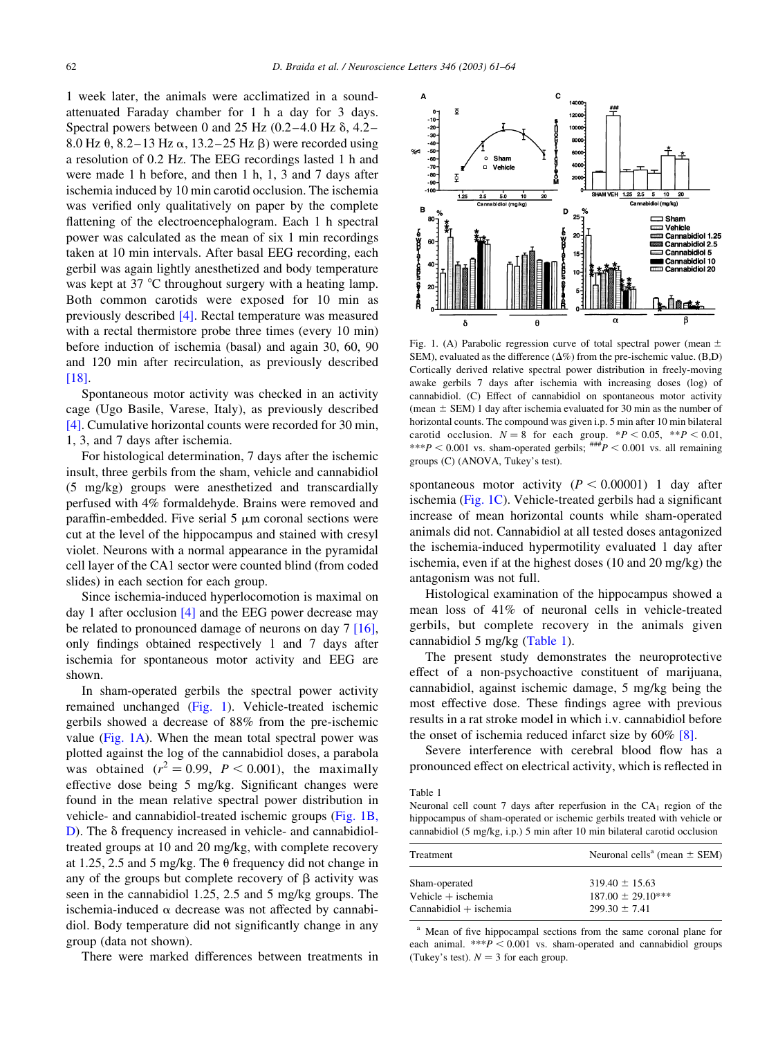1 week later, the animals were acclimatized in a sound-attenuated Faraday chamber for 1 h a day for 3 days. Spectral powers between 0 and 25 Hz (0.2–4.0 Hz δ, 4.2–8.0 Hz θ, 8.2–13 Hz α, 13.2–25 Hz β) were recorded using a resolution of 0.2 Hz. The EEG recordings lasted 1 h and were made 1 h before, and then 1 h, 1, 3 and 7 days after ischemia induced by 10 min carotid occlusion. The ischemia was verified only qualitatively on paper by the complete flattening of the electroencephalogram. Each 1 h spectral power was calculated as the mean of six 1 min recordings taken at 10 min intervals. After basal EEG recording, each gerbil was again lightly anesthetized and body temperature was kept at 37 °C throughout surgery with a heating lamp. Both common carotids were exposed for 10 min as previously described [4]. Rectal temperature was measured with a rectal thermistore probe three times (every 10 min) before induction of ischemia (basal) and again 30, 60, 90 and 120 min after recirculation, as previously described [18].

Spontaneous motor activity was checked in an activity cage (Ugo Basile, Varese, Italy), as previously described [4]. Cumulative horizontal counts were recorded for 30 min, 1, 3, and 7 days after ischemia.

For histological determination, 7 days after the ischemic insult, three gerbils from the sham, vehicle and cannabidiol (5 mg/kg) groups were anesthetized and transcardially perfused with 4% formaldehyde. Brains were removed and paraffin-embedded. Five serial 5 μm coronal sections were cut at the level of the hippocampus and stained with cresyl violet. Neurons with a normal appearance in the pyramidal cell layer of the CA1 sector were counted blind (from coded slides) in each section for each group.

Since ischemia-induced hyperlocomotion is maximal on day 1 after occlusion [4] and the EEG power decrease may be related to pronounced damage of neurons on day 7 [16], only findings obtained respectively 1 and 7 days after ischemia for spontaneous motor activity and EEG are shown.

In sham-operated gerbils the spectral power activity remained unchanged (Fig. 1). Vehicle-treated ischemic gerbils showed a decrease of 88% from the pre-ischemic value (Fig. 1A). When the mean total spectral power was plotted against the log of the cannabidiol doses, a parabola was obtained ($r^2 = 0.99$, $P < 0.001$), the maximally effective dose being 5 mg/kg. Significant changes were found in the mean relative spectral power distribution in vehicle- and cannabidiol-treated ischemic groups (Fig. 1B, D). The δ frequency increased in vehicle- and cannabidiol-treated groups at 10 and 20 mg/kg, with complete recovery at 1.25, 2.5 and 5 mg/kg. The θ frequency did not change in any of the groups but complete recovery of β activity was seen in the cannabidiol 1.25, 2.5 and 5 mg/kg groups. The ischemia-induced α decrease was not affected by cannabidiol. Body temperature did not significantly change in any group (data not shown).

There were marked differences between treatments in spontaneous motor activity ($P < 0.00001$) 1 day after ischemia (Fig. 1C). Vehicle-treated gerbils had a significant increase of mean horizontal counts while sham-operated animals did not. Cannabidiol at all tested doses antagonized the ischemia-induced hypermotility evaluated 1 day after ischemia, even if at the highest doses (10 and 20 mg/kg) the antagonism was not full.

Histological examination of the hippocampus showed a mean loss of 41% of neuronal cells in vehicle-treated gerbils, but complete recovery in the animals given cannabidiol 5 mg/kg (Table 1).

The present study demonstrates the neuroprotective effect of a non-psychoactive constituent of marijuana, cannabidiol, against ischemic damage, 5 mg/kg being the most effective dose. These findings agree with previous results in a rat stroke model in which i.v. cannabidiol before the onset of ischemia reduced infarct size by 60% [8].

Severe interference with cerebral blood flow has a pronounced effect on electrical activity, which is reflected in

Fig. 1. (A) Parabolic regression curve of total spectral power (mean ± SEM), evaluated as the difference (Δ%) from the pre-ischemic value. (B,D) Cortically derived relative spectral power distribution in freely-moving awake gerbils 7 days after ischemia with increasing doses (log) of cannabidiol. (C) Effect of cannabidiol on spontaneous motor activity (mean ± SEM) 1 day after ischemia evaluated for 30 min as the number of horizontal counts. The compound was given i.p. 5 min after 10 min bilateral carotid occlusion. $N = 8$ for each group. \*$P < 0.05$, \*\*$P < 0.01$, \*\*\*$P < 0.001$ vs. sham-operated gerbils; ###$P < 0.001$ vs. all remaining groups (C) (ANOVA, Tukey's test).

Table 1
Neuronal cell count 7 days after reperfusion in the $CA_1$ region of the hippocampus of sham-operated or ischemic gerbils treated with vehicle or cannabidiol (5 mg/kg, i.p.) 5 min after 10 min bilateral carotid occlusion

| Treatment | Neuronal cells[a] (mean ± SEM) |
|---|---|
| Sham-operated | 319.40 ± 15.63 |
| Vehicle + ischemia | 187.00 ± 29.10*** |
| Cannabidiol + ischemia | 299.30 ± 7.41 |

[a] Mean of five hippocampal sections from the same coronal plane for each animal. \*\*\*$P < 0.001$ vs. sham-operated and cannabidiol groups (Tukey's test). $N = 3$ for each group.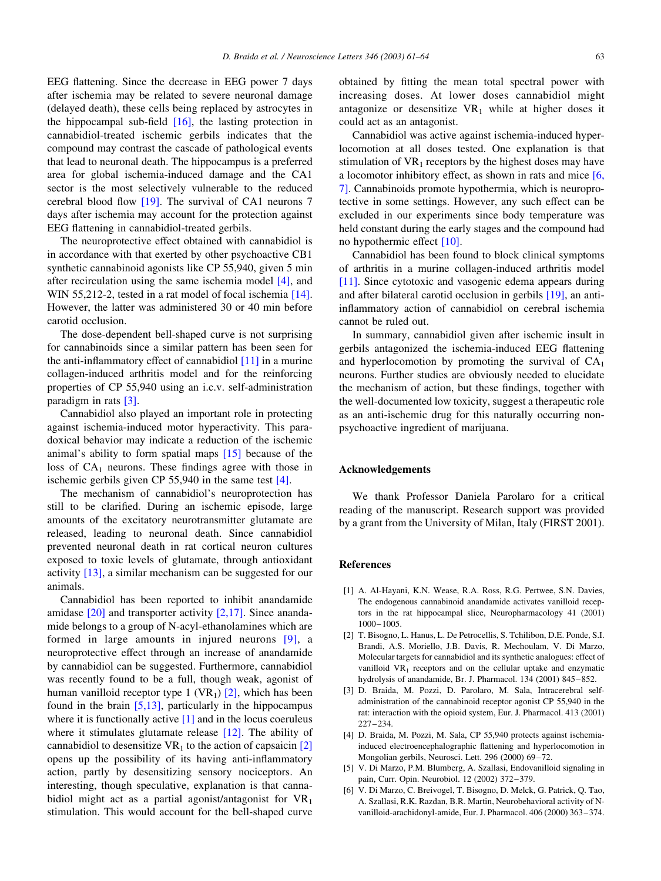EEG flattening. Since the decrease in EEG power 7 days after ischemia may be related to severe neuronal damage (delayed death), these cells being replaced by astrocytes in the hippocampal sub-field [16], the lasting protection in cannabidiol-treated ischemic gerbils indicates that the compound may contrast the cascade of pathological events that lead to neuronal death. The hippocampus is a preferred area for global ischemia-induced damage and the CA1 sector is the most selectively vulnerable to the reduced cerebral blood flow [19]. The survival of CA1 neurons 7 days after ischemia may account for the protection against EEG flattening in cannabidiol-treated gerbils.

The neuroprotective effect obtained with cannabidiol is in accordance with that exerted by other psychoactive CB1 synthetic cannabinoid agonists like CP 55,940, given 5 min after recirculation using the same ischemia model [4], and WIN 55,212-2, tested in a rat model of focal ischemia [14]. However, the latter was administered 30 or 40 min before carotid occlusion.

The dose-dependent bell-shaped curve is not surprising for cannabinoids since a similar pattern has been seen for the anti-inflammatory effect of cannabidiol [11] in a murine collagen-induced arthritis model and for the reinforcing properties of CP 55,940 using an i.c.v. self-administration paradigm in rats [3].

Cannabidiol also played an important role in protecting against ischemia-induced motor hyperactivity. This paradoxical behavior may indicate a reduction of the ischemic animal's ability to form spatial maps [15] because of the loss of $CA_1$ neurons. These findings agree with those in ischemic gerbils given CP 55,940 in the same test [4].

The mechanism of cannabidiol's neuroprotection has still to be clarified. During an ischemic episode, large amounts of the excitatory neurotransmitter glutamate are released, leading to neuronal death. Since cannabidiol prevented neuronal death in rat cortical neuron cultures exposed to toxic levels of glutamate, through antioxidant activity [13], a similar mechanism can be suggested for our animals.

Cannabidiol has been reported to inhibit anandamide amidase [20] and transporter activity [2,17]. Since anandamide belongs to a group of N-acyl-ethanolamines which are formed in large amounts in injured neurons [9], a neuroprotective effect through an increase of anandamide by cannabidiol can be suggested. Furthermore, cannabidiol was recently found to be a full, though weak, agonist of human vanilloid receptor type 1 ($VR_1$) [2], which has been found in the brain [5,13], particularly in the hippocampus where it is functionally active [1] and in the locus coeruleus where it stimulates glutamate release [12]. The ability of cannabidiol to desensitize $VR_1$ to the action of capsaicin [2] opens up the possibility of its having anti-inflammatory action, partly by desensitizing sensory nociceptors. An interesting, though speculative, explanation is that cannabidiol might act as a partial agonist/antagonist for $VR_1$ stimulation. This would account for the bell-shaped curve obtained by fitting the mean total spectral power with increasing doses. At lower doses cannabidiol might antagonize or desensitize $VR_1$ while at higher doses it could act as an antagonist.

Cannabidiol was active against ischemia-induced hyperlocomotion at all doses tested. One explanation is that stimulation of $VR_1$ receptors by the highest doses may have a locomotor inhibitory effect, as shown in rats and mice [6, 7]. Cannabinoids promote hypothermia, which is neuroprotective in some settings. However, any such effect can be excluded in our experiments since body temperature was held constant during the early stages and the compound had no hypothermic effect [10].

Cannabidiol has been found to block clinical symptoms of arthritis in a murine collagen-induced arthritis model [11]. Since cytotoxic and vasogenic edema appears during and after bilateral carotid occlusion in gerbils [19], an anti-inflammatory action of cannabidiol on cerebral ischemia cannot be ruled out.

In summary, cannabidiol given after ischemic insult in gerbils antagonized the ischemia-induced EEG flattening and hyperlocomotion by promoting the survival of $CA_1$ neurons. Further studies are obviously needed to elucidate the mechanism of action, but these findings, together with the well-documented low toxicity, suggest a therapeutic role as an anti-ischemic drug for this naturally occurring non-psychoactive ingredient of marijuana.

## Acknowledgements

We thank Professor Daniela Parolaro for a critical reading of the manuscript. Research support was provided by a grant from the University of Milan, Italy (FIRST 2001).

## References

[1] A. Al-Hayani, K.N. Wease, R.A. Ross, R.G. Pertwee, S.N. Davies, The endogenous cannabinoid anandamide activates vanilloid receptors in the rat hippocampal slice, Neuropharmacology 41 (2001) 1000–1005.

[2] T. Bisogno, L. Hanus, L. De Petrocellis, S. Tchilibon, D.E. Ponde, S.I. Brandi, A.S. Moriello, J.B. Davis, R. Mechoulam, V. Di Marzo, Molecular targets for cannabidiol and its synthetic analogues: effect of vanilloid $VR_1$ receptors and on the cellular uptake and enzymatic hydrolysis of anandamide, Br. J. Pharmacol. 134 (2001) 845–852.

[3] D. Braida, M. Pozzi, D. Parolaro, M. Sala, Intracerebral self-administration of the cannabinoid receptor agonist CP 55,940 in the rat: interaction with the opioid system, Eur. J. Pharmacol. 413 (2001) 227–234.

[4] D. Braida, M. Pozzi, M. Sala, CP 55,940 protects against ischemia-induced electroencephalographic flattening and hyperlocomotion in Mongolian gerbils, Neurosci. Lett. 296 (2000) 69–72.

[5] V. Di Marzo, P.M. Blumberg, A. Szallasi, Endovanilloid signaling in pain, Curr. Opin. Neurobiol. 12 (2002) 372–379.

[6] V. Di Marzo, C. Breivogel, T. Bisogno, D. Melck, G. Patrick, Q. Tao, A. Szallasi, R.K. Razdan, B.R. Martin, Neurobehavioral activity of N-vanilloid-arachidonyl-amide, Eur. J. Pharmacol. 406 (2000) 363–374.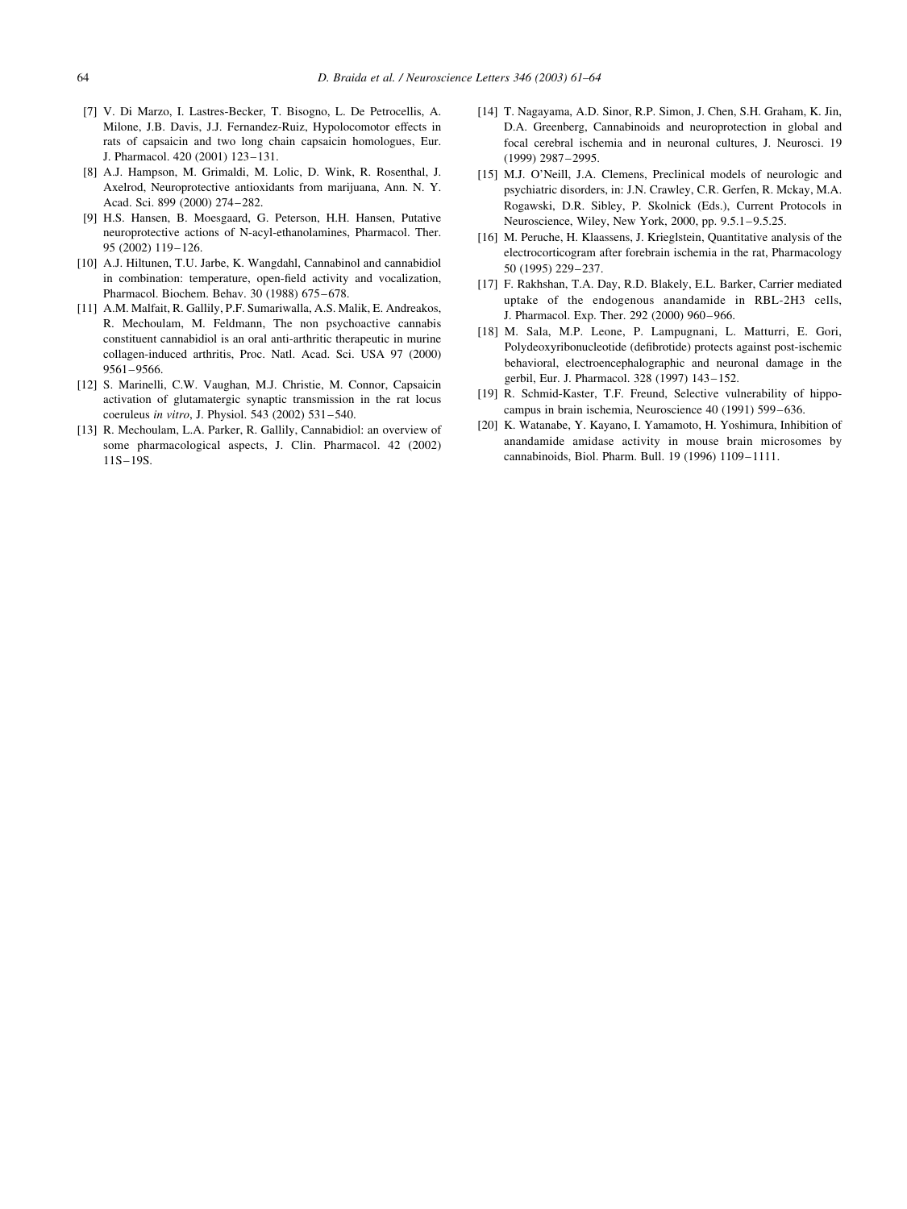[7] V. Di Marzo, I. Lastres-Becker, T. Bisogno, L. De Petrocellis, A. Milone, J.B. Davis, J.J. Fernandez-Ruiz, Hypolocomotor effects in rats of capsaicin and two long chain capsaicin homologues, Eur. J. Pharmacol. 420 (2001) 123–131.

[8] A.J. Hampson, M. Grimaldi, M. Lolic, D. Wink, R. Rosenthal, J. Axelrod, Neuroprotective antioxidants from marijuana, Ann. N. Y. Acad. Sci. 899 (2000) 274–282.

[9] H.S. Hansen, B. Moesgaard, G. Peterson, H.H. Hansen, Putative neuroprotective actions of N-acyl-ethanolamines, Pharmacol. Ther. 95 (2002) 119–126.

[10] A.J. Hiltunen, T.U. Jarbe, K. Wangdahl, Cannabinol and cannabidiol in combination: temperature, open-field activity and vocalization, Pharmacol. Biochem. Behav. 30 (1988) 675–678.

[11] A.M. Malfait, R. Gallily, P.F. Sumariwalla, A.S. Malik, E. Andreakos, R. Mechoulam, M. Feldmann, The non psychoactive cannabis constituent cannabidiol is an oral anti-arthritic therapeutic in murine collagen-induced arthritis, Proc. Natl. Acad. Sci. USA 97 (2000) 9561–9566.

[12] S. Marinelli, C.W. Vaughan, M.J. Christie, M. Connor, Capsaicin activation of glutamatergic synaptic transmission in the rat locus coeruleus *in vitro*, J. Physiol. 543 (2002) 531–540.

[13] R. Mechoulam, L.A. Parker, R. Gallily, Cannabidiol: an overview of some pharmacological aspects, J. Clin. Pharmacol. 42 (2002) 11S–19S.

[14] T. Nagayama, A.D. Sinor, R.P. Simon, J. Chen, S.H. Graham, K. Jin, D.A. Greenberg, Cannabinoids and neuroprotection in global and focal cerebral ischemia and in neuronal cultures, J. Neurosci. 19 (1999) 2987–2995.

[15] M.J. O'Neill, J.A. Clemens, Preclinical models of neurologic and psychiatric disorders, in: J.N. Crawley, C.R. Gerfen, R. Mckay, M.A. Rogawski, D.R. Sibley, P. Skolnick (Eds.), Current Protocols in Neuroscience, Wiley, New York, 2000, pp. 9.5.1–9.5.25.

[16] M. Peruche, H. Klaassens, J. Krieglstein, Quantitative analysis of the electrocorticogram after forebrain ischemia in the rat, Pharmacology 50 (1995) 229–237.

[17] F. Rakhshan, T.A. Day, R.D. Blakely, E.L. Barker, Carrier mediated uptake of the endogenous anandamide in RBL-2H3 cells, J. Pharmacol. Exp. Ther. 292 (2000) 960–966.

[18] M. Sala, M.P. Leone, P. Lampugnani, L. Matturri, E. Gori, Polydeoxyribonucleotide (defibrotide) protects against post-ischemic behavioral, electroencephalographic and neuronal damage in the gerbil, Eur. J. Pharmacol. 328 (1997) 143–152.

[19] R. Schmid-Kaster, T.F. Freund, Selective vulnerability of hippocampus in brain ischemia, Neuroscience 40 (1991) 599–636.

[20] K. Watanabe, Y. Kayano, I. Yamamoto, H. Yoshimura, Inhibition of anandamide amidase activity in mouse brain microsomes by cannabinoids, Biol. Pharm. Bull. 19 (1996) 1109–1111.